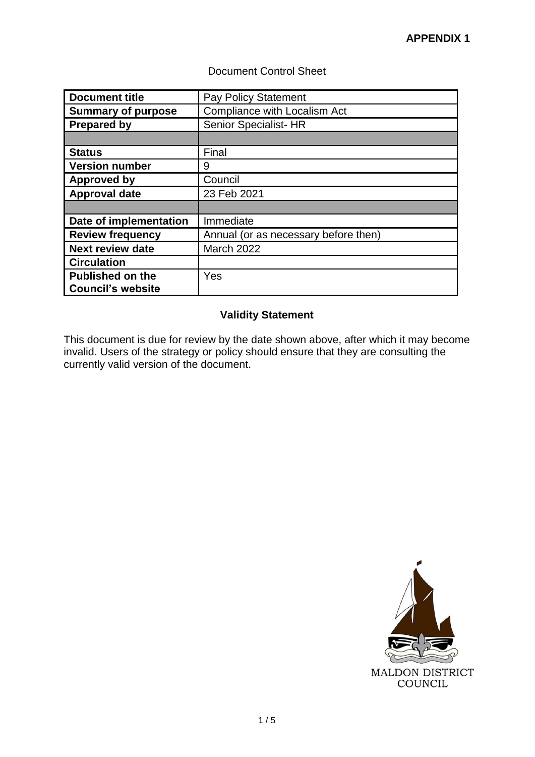**APPENDIX 1**

Document Control Sheet

| **Document title** | Pay Policy Statement |
|---|---|
| **Summary of purpose** | Compliance with Localism Act |
| **Prepared by** | Senior Specialist- HR |
| | |
| **Status** | Final |
| **Version number** | 9 |
| **Approved by** | Council |
| **Approval date** | 23 Feb 2021 |
| | |
| **Date of implementation** | Immediate |
| **Review frequency** | Annual (or as necessary before then) |
| **Next review date** | March 2022 |
| **Circulation** | |
| **Published on the Council's website** | Yes |

**Validity Statement**

This document is due for review by the date shown above, after which it may become invalid. Users of the strategy or policy should ensure that they are consulting the currently valid version of the document.

MALDON DISTRICT COUNCIL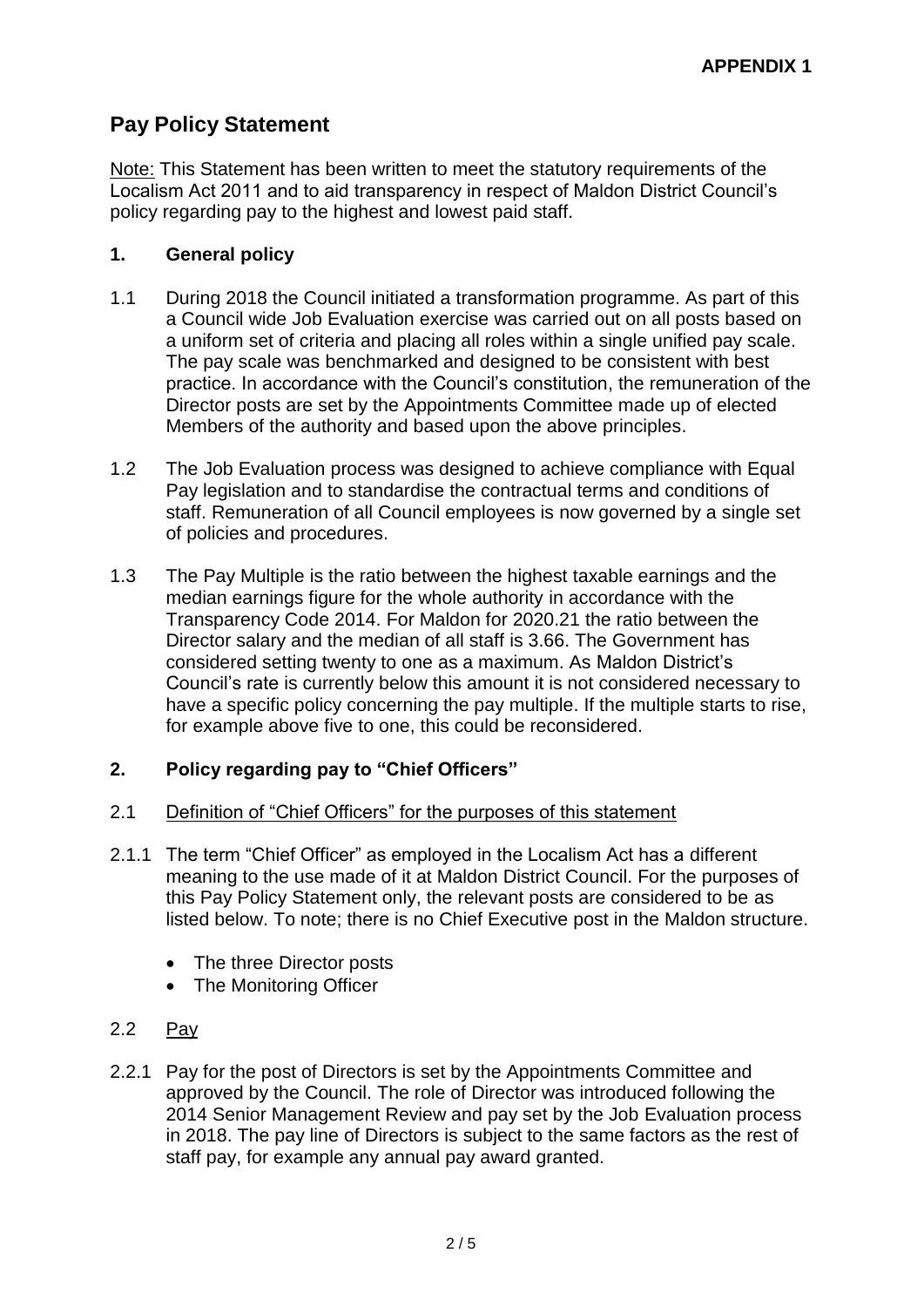**APPENDIX 1**

# Pay Policy Statement

<u>Note:</u> This Statement has been written to meet the statutory requirements of the Localism Act 2011 and to aid transparency in respect of Maldon District Council's policy regarding pay to the highest and lowest paid staff.

## 1. General policy

1.1 During 2018 the Council initiated a transformation programme. As part of this a Council wide Job Evaluation exercise was carried out on all posts based on a uniform set of criteria and placing all roles within a single unified pay scale. The pay scale was benchmarked and designed to be consistent with best practice. In accordance with the Council's constitution, the remuneration of the Director posts are set by the Appointments Committee made up of elected Members of the authority and based upon the above principles.

1.2 The Job Evaluation process was designed to achieve compliance with Equal Pay legislation and to standardise the contractual terms and conditions of staff. Remuneration of all Council employees is now governed by a single set of policies and procedures.

1.3 The Pay Multiple is the ratio between the highest taxable earnings and the median earnings figure for the whole authority in accordance with the Transparency Code 2014. For Maldon for 2020.21 the ratio between the Director salary and the median of all staff is 3.66. The Government has considered setting twenty to one as a maximum. As Maldon District's Council's rate is currently below this amount it is not considered necessary to have a specific policy concerning the pay multiple. If the multiple starts to rise, for example above five to one, this could be reconsidered.

## 2. Policy regarding pay to "Chief Officers"

2.1 <u>Definition of "Chief Officers" for the purposes of this statement</u>

2.1.1 The term "Chief Officer" as employed in the Localism Act has a different meaning to the use made of it at Maldon District Council. For the purposes of this Pay Policy Statement only, the relevant posts are considered to be as listed below. To note; there is no Chief Executive post in the Maldon structure.

- The three Director posts
- The Monitoring Officer

2.2 <u>Pay</u>

2.2.1 Pay for the post of Directors is set by the Appointments Committee and approved by the Council. The role of Director was introduced following the 2014 Senior Management Review and pay set by the Job Evaluation process in 2018. The pay line of Directors is subject to the same factors as the rest of staff pay, for example any annual pay award granted.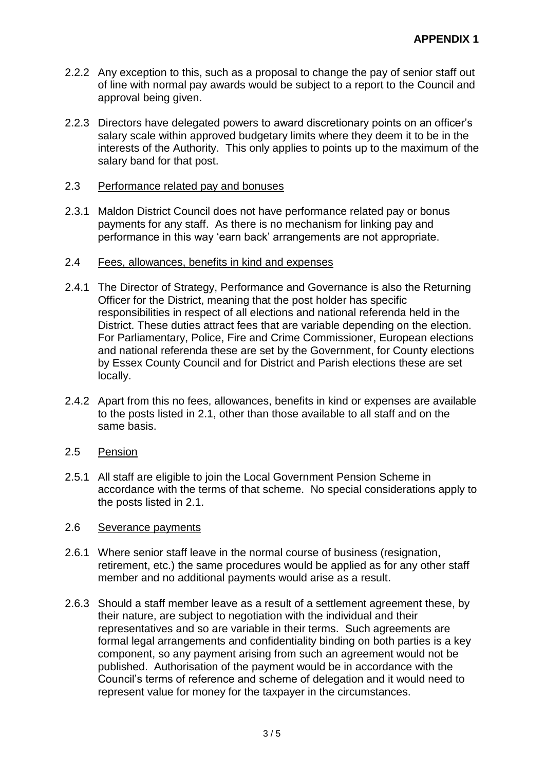**APPENDIX 1**

2.2.2 Any exception to this, such as a proposal to change the pay of senior staff out of line with normal pay awards would be subject to a report to the Council and approval being given.

2.2.3 Directors have delegated powers to award discretionary points on an officer's salary scale within approved budgetary limits where they deem it to be in the interests of the Authority. This only applies to points up to the maximum of the salary band for that post.

2.3 Performance related pay and bonuses

2.3.1 Maldon District Council does not have performance related pay or bonus payments for any staff. As there is no mechanism for linking pay and performance in this way 'earn back' arrangements are not appropriate.

2.4 Fees, allowances, benefits in kind and expenses

2.4.1 The Director of Strategy, Performance and Governance is also the Returning Officer for the District, meaning that the post holder has specific responsibilities in respect of all elections and national referenda held in the District. These duties attract fees that are variable depending on the election. For Parliamentary, Police, Fire and Crime Commissioner, European elections and national referenda these are set by the Government, for County elections by Essex County Council and for District and Parish elections these are set locally.

2.4.2 Apart from this no fees, allowances, benefits in kind or expenses are available to the posts listed in 2.1, other than those available to all staff and on the same basis.

2.5 Pension

2.5.1 All staff are eligible to join the Local Government Pension Scheme in accordance with the terms of that scheme. No special considerations apply to the posts listed in 2.1.

2.6 Severance payments

2.6.1 Where senior staff leave in the normal course of business (resignation, retirement, etc.) the same procedures would be applied as for any other staff member and no additional payments would arise as a result.

2.6.3 Should a staff member leave as a result of a settlement agreement these, by their nature, are subject to negotiation with the individual and their representatives and so are variable in their terms. Such agreements are formal legal arrangements and confidentiality binding on both parties is a key component, so any payment arising from such an agreement would not be published. Authorisation of the payment would be in accordance with the Council's terms of reference and scheme of delegation and it would need to represent value for money for the taxpayer in the circumstances.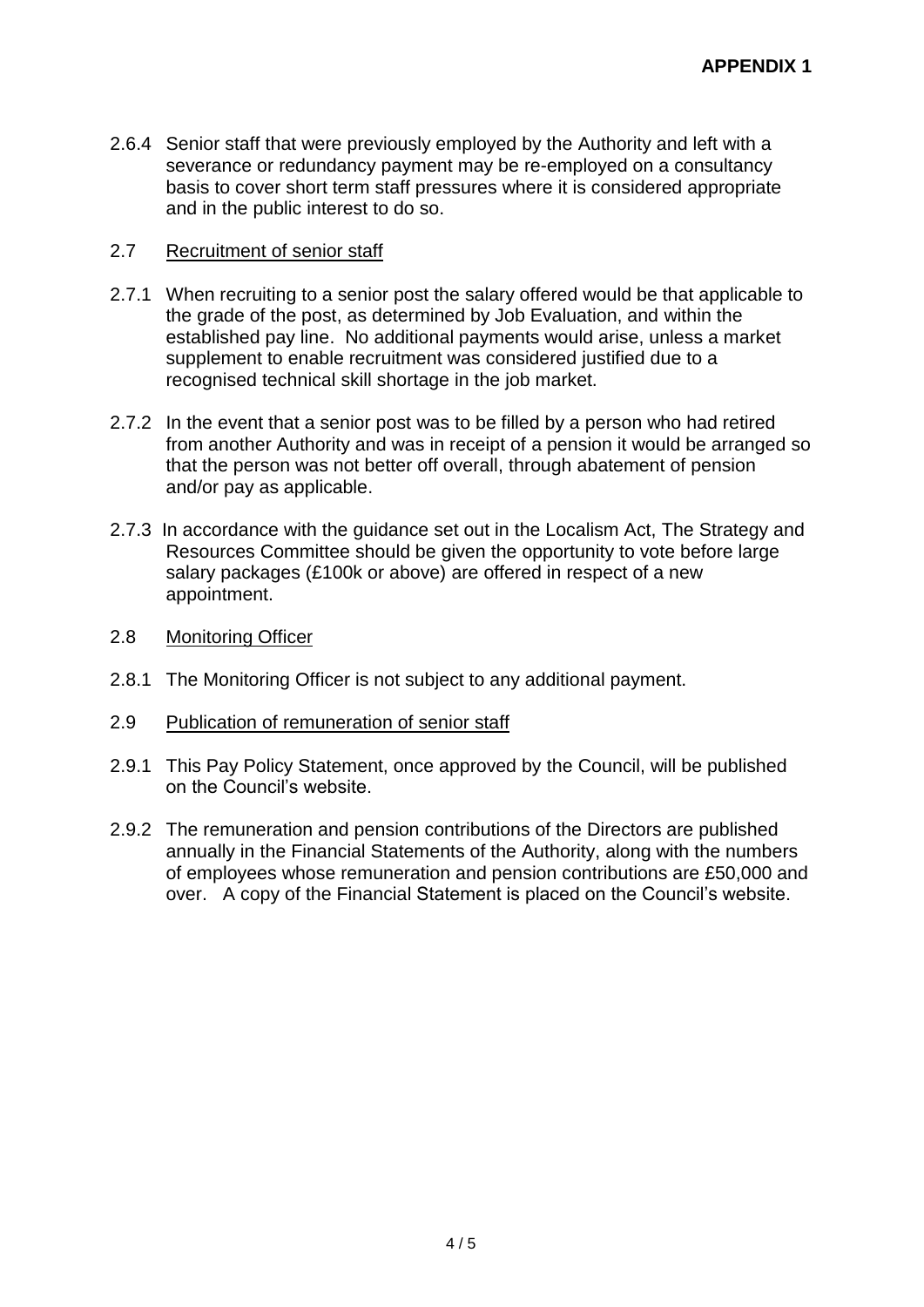**APPENDIX 1**

2.6.4 Senior staff that were previously employed by the Authority and left with a severance or redundancy payment may be re-employed on a consultancy basis to cover short term staff pressures where it is considered appropriate and in the public interest to do so.

2.7 <u>Recruitment of senior staff</u>

2.7.1 When recruiting to a senior post the salary offered would be that applicable to the grade of the post, as determined by Job Evaluation, and within the established pay line. No additional payments would arise, unless a market supplement to enable recruitment was considered justified due to a recognised technical skill shortage in the job market.

2.7.2 In the event that a senior post was to be filled by a person who had retired from another Authority and was in receipt of a pension it would be arranged so that the person was not better off overall, through abatement of pension and/or pay as applicable.

2.7.3 In accordance with the guidance set out in the Localism Act, The Strategy and Resources Committee should be given the opportunity to vote before large salary packages (£100k or above) are offered in respect of a new appointment.

2.8 <u>Monitoring Officer</u>

2.8.1 The Monitoring Officer is not subject to any additional payment.

2.9 <u>Publication of remuneration of senior staff</u>

2.9.1 This Pay Policy Statement, once approved by the Council, will be published on the Council's website.

2.9.2 The remuneration and pension contributions of the Directors are published annually in the Financial Statements of the Authority, along with the numbers of employees whose remuneration and pension contributions are £50,000 and over. A copy of the Financial Statement is placed on the Council's website.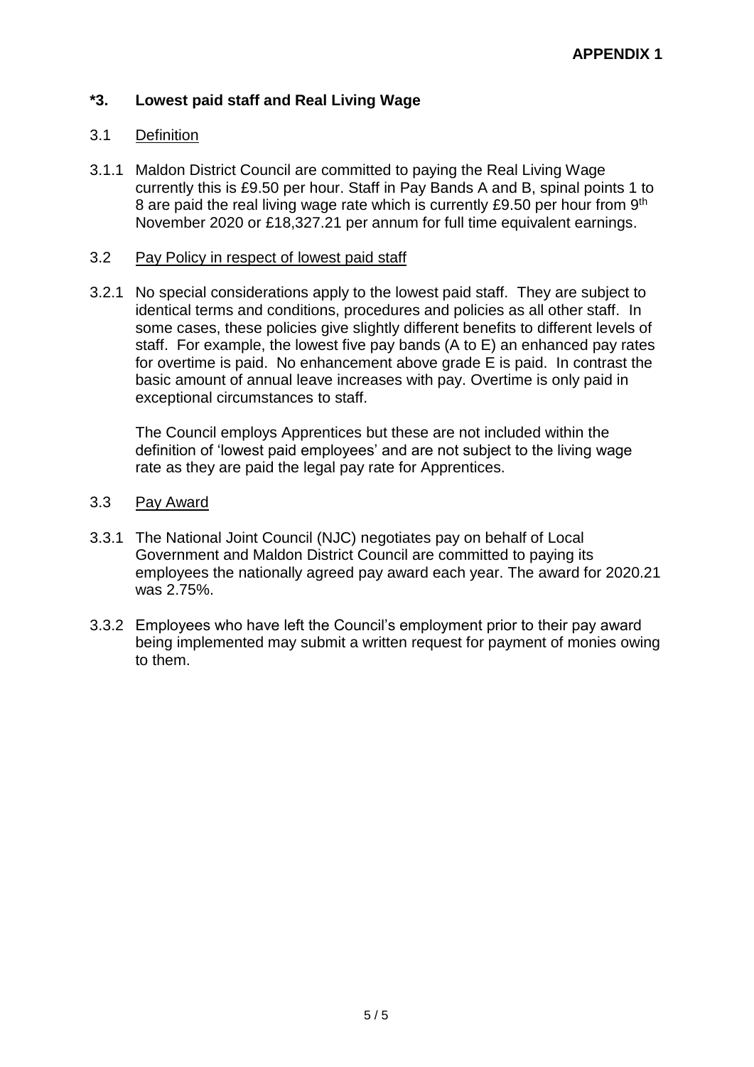**APPENDIX 1**

## *3. Lowest paid staff and Real Living Wage

### 3.1 Definition

3.1.1 Maldon District Council are committed to paying the Real Living Wage currently this is £9.50 per hour. Staff in Pay Bands A and B, spinal points 1 to 8 are paid the real living wage rate which is currently £9.50 per hour from 9th November 2020 or £18,327.21 per annum for full time equivalent earnings.

### 3.2 Pay Policy in respect of lowest paid staff

3.2.1 No special considerations apply to the lowest paid staff. They are subject to identical terms and conditions, procedures and policies as all other staff. In some cases, these policies give slightly different benefits to different levels of staff. For example, the lowest five pay bands (A to E) an enhanced pay rates for overtime is paid. No enhancement above grade E is paid. In contrast the basic amount of annual leave increases with pay. Overtime is only paid in exceptional circumstances to staff.

The Council employs Apprentices but these are not included within the definition of 'lowest paid employees' and are not subject to the living wage rate as they are paid the legal pay rate for Apprentices.

### 3.3 Pay Award

3.3.1 The National Joint Council (NJC) negotiates pay on behalf of Local Government and Maldon District Council are committed to paying its employees the nationally agreed pay award each year. The award for 2020.21 was 2.75%.

3.3.2 Employees who have left the Council's employment prior to their pay award being implemented may submit a written request for payment of monies owing to them.